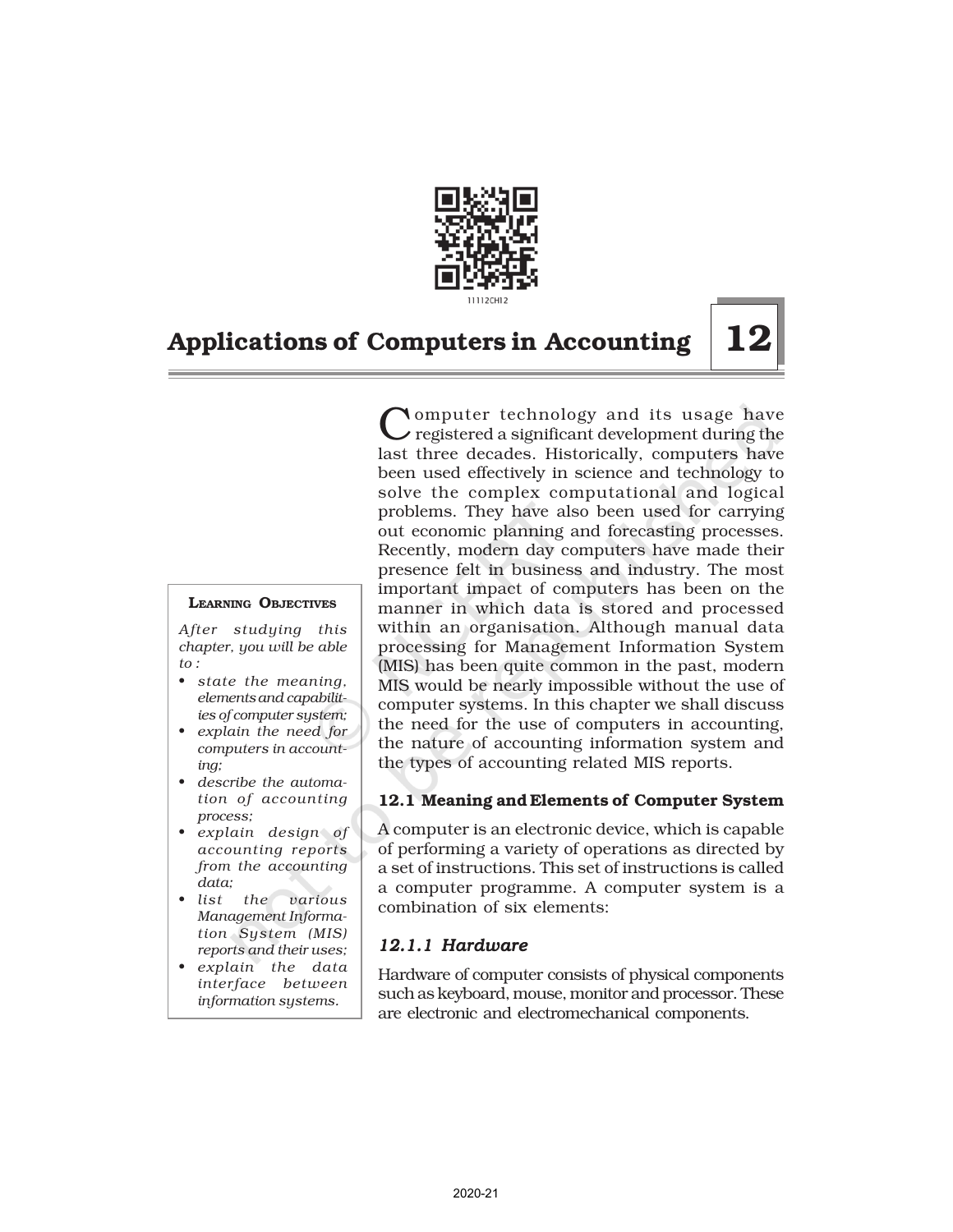# Applications of Computers in Accounting

# 12

**Learning Objectives**

*After studying this chapter, you will be able to :*

- *state the meaning, elements and capabilities of computer system;*
- *explain the need for computers in accounting;*
- *describe the automation of accounting process;*
- *explain design of accounting reports from the accounting data;*
- *list the various Management Information System (MIS) reports and their uses;*
- *explain the data interface between information systems.*

Computer technology and its usage have registered a significant development during the last three decades. Historically, computers have been used effectively in science and technology to solve the complex computational and logical problems. They have also been used for carrying out economic planning and forecasting processes. Recently, modern day computers have made their presence felt in business and industry. The most important impact of computers has been on the manner in which data is stored and processed within an organisation. Although manual data processing for Management Information System (MIS) has been quite common in the past, modern MIS would be nearly impossible without the use of computer systems. In this chapter we shall discuss the need for the use of computers in accounting, the nature of accounting information system and the types of accounting related MIS reports.

## 12.1 Meaning and Elements of Computer System

A computer is an electronic device, which is capable of performing a variety of operations as directed by a set of instructions. This set of instructions is called a computer programme. A computer system is a combination of six elements:

### *12.1.1 Hardware*

Hardware of computer consists of physical components such as keyboard, mouse, monitor and processor. These are electronic and electromechanical components.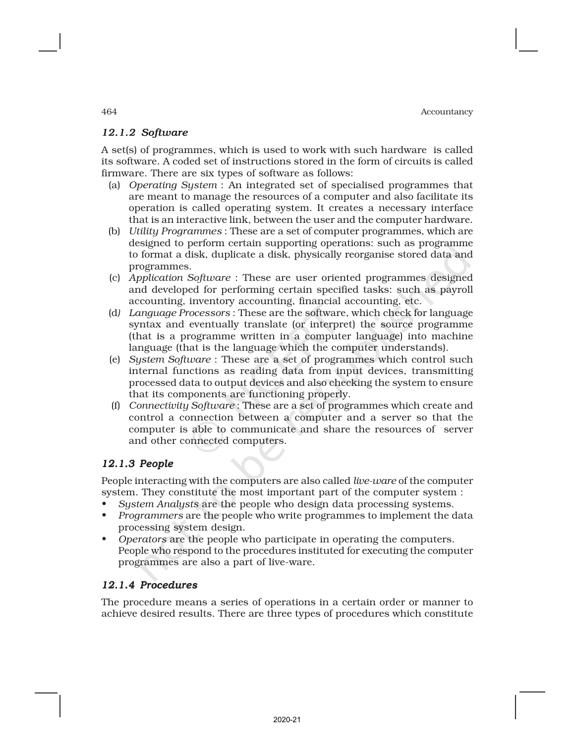### 12.1.2 *Software*

A set(s) of programmes, which is used to work with such hardware is called its software. A coded set of instructions stored in the form of circuits is called firmware. There are six types of software as follows:

(a) *Operating System* : An integrated set of specialised programmes that are meant to manage the resources of a computer and also facilitate its operation is called operating system. It creates a necessary interface that is an interactive link, between the user and the computer hardware.

(b) *Utility Programmes* : These are a set of computer programmes, which are designed to perform certain supporting operations: such as programme to format a disk, duplicate a disk, physically reorganise stored data and programmes.

(c) *Application Software* : These are user oriented programmes designed and developed for performing certain specified tasks: such as payroll accounting, inventory accounting, financial accounting, etc.

(d) *Language Processors* : These are the software, which check for language syntax and eventually translate (or interpret) the source programme (that is a programme written in a computer language) into machine language (that is the language which the computer understands).

(e) *System Software* : These are a set of programmes which control such internal functions as reading data from input devices, transmitting processed data to output devices and also checking the system to ensure that its components are functioning properly.

(f) *Connectivity Software* : These are a set of programmes which create and control a connection between a computer and a server so that the computer is able to communicate and share the resources of server and other connected computers.

### 12.1.3 *People*

People interacting with the computers are also called *live-ware* of the computer system. They constitute the most important part of the computer system :

- *System Analysts* are the people who design data processing systems.
- *Programmers* are the people who write programmes to implement the data processing system design.
- *Operators* are the people who participate in operating the computers. People who respond to the procedures instituted for executing the computer programmes are also a part of live-ware.

### 12.1.4 *Procedures*

The procedure means a series of operations in a certain order or manner to achieve desired results. There are three types of procedures which constitute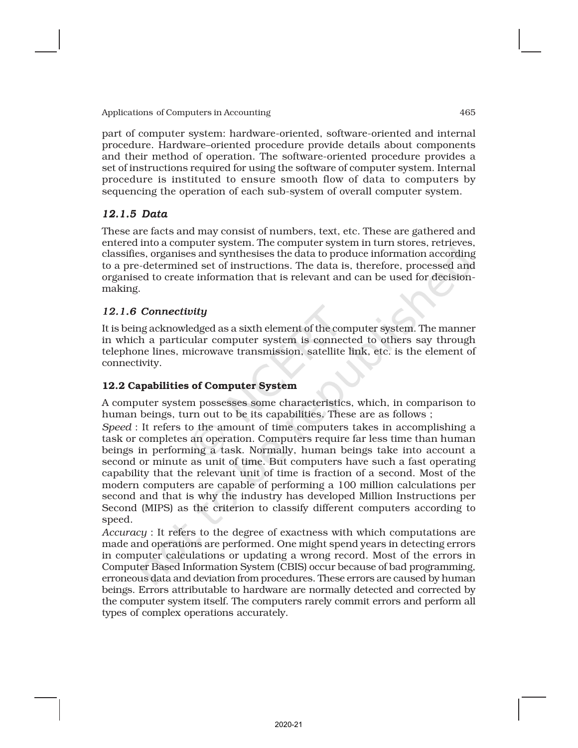part of computer system: hardware-oriented, software-oriented and internal procedure. Hardware–oriented procedure provide details about components and their method of operation. The software-oriented procedure provides a set of instructions required for using the software of computer system. Internal procedure is instituted to ensure smooth flow of data to computers by sequencing the operation of each sub-system of overall computer system.

### *12.1.5 Data*

These are facts and may consist of numbers, text, etc. These are gathered and entered into a computer system. The computer system in turn stores, retrieves, classifies, organises and synthesises the data to produce information according to a pre-determined set of instructions. The data is, therefore, processed and organised to create information that is relevant and can be used for decision-making.

### *12.1.6 Connectivity*

It is being acknowledged as a sixth element of the computer system. The manner in which a particular computer system is connected to others say through telephone lines, microwave transmission, satellite link, etc. is the element of connectivity.

## 12.2 Capabilities of Computer System

A computer system possesses some characteristics, which, in comparison to human beings, turn out to be its capabilities. These are as follows ;

*Speed* : It refers to the amount of time computers takes in accomplishing a task or completes an operation. Computers require far less time than human beings in performing a task. Normally, human beings take into account a second or minute as unit of time. But computers have such a fast operating capability that the relevant unit of time is fraction of a second. Most of the modern computers are capable of performing a 100 million calculations per second and that is why the industry has developed Million Instructions per Second (MIPS) as the criterion to classify different computers according to speed.

*Accuracy* : It refers to the degree of exactness with which computations are made and operations are performed. One might spend years in detecting errors in computer calculations or updating a wrong record. Most of the errors in Computer Based Information System (CBIS) occur because of bad programming, erroneous data and deviation from procedures. These errors are caused by human beings. Errors attributable to hardware are normally detected and corrected by the computer system itself. The computers rarely commit errors and perform all types of complex operations accurately.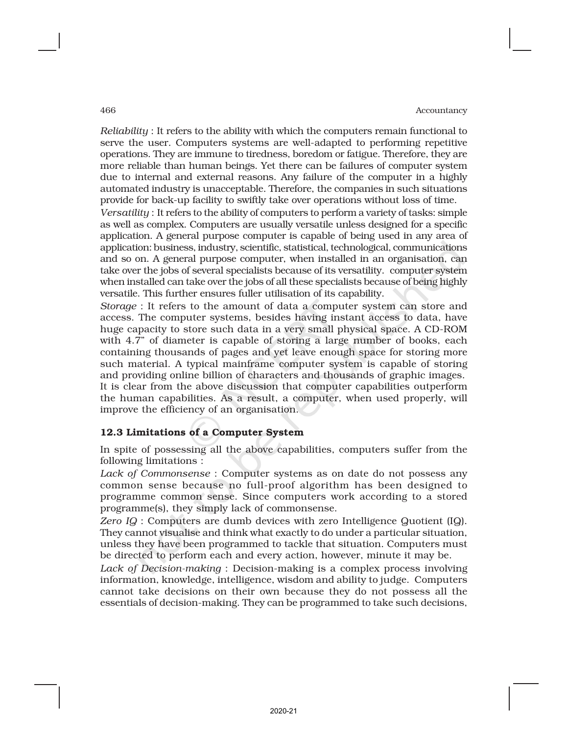*Reliability* : It refers to the ability with which the computers remain functional to serve the user. Computers systems are well-adapted to performing repetitive operations. They are immune to tiredness, boredom or fatigue. Therefore, they are more reliable than human beings. Yet there can be failures of computer system due to internal and external reasons. Any failure of the computer in a highly automated industry is unacceptable. Therefore, the companies in such situations provide for back-up facility to swiftly take over operations without loss of time.

*Versatility* : It refers to the ability of computers to perform a variety of tasks: simple as well as complex. Computers are usually versatile unless designed for a specific application. A general purpose computer is capable of being used in any area of application: business, industry, scientific, statistical, technological, communications and so on. A general purpose computer, when installed in an organisation, can take over the jobs of several specialists because of its versatility. computer system when installed can take over the jobs of all these specialists because of being highly versatile. This further ensures fuller utilisation of its capability.

*Storage* : It refers to the amount of data a computer system can store and access. The computer systems, besides having instant access to data, have huge capacity to store such data in a very small physical space. A CD-ROM with 4.7" of diameter is capable of storing a large number of books, each containing thousands of pages and yet leave enough space for storing more such material. A typical mainframe computer system is capable of storing and providing online billion of characters and thousands of graphic images.

It is clear from the above discussion that computer capabilities outperform the human capabilities. As a result, a computer, when used properly, will improve the efficiency of an organisation.

### 12.3 Limitations of a Computer System

In spite of possessing all the above capabilities, computers suffer from the following limitations :

*Lack of Commonsense* : Computer systems as on date do not possess any common sense because no full-proof algorithm has been designed to programme common sense. Since computers work according to a stored programme(s), they simply lack of commonsense.

*Zero IQ* : Computers are dumb devices with zero Intelligence Quotient (IQ). They cannot visualise and think what exactly to do under a particular situation, unless they have been programmed to tackle that situation. Computers must be directed to perform each and every action, however, minute it may be.

*Lack of Decision-making* : Decision-making is a complex process involving information, knowledge, intelligence, wisdom and ability to judge. Computers cannot take decisions on their own because they do not possess all the essentials of decision-making. They can be programmed to take such decisions,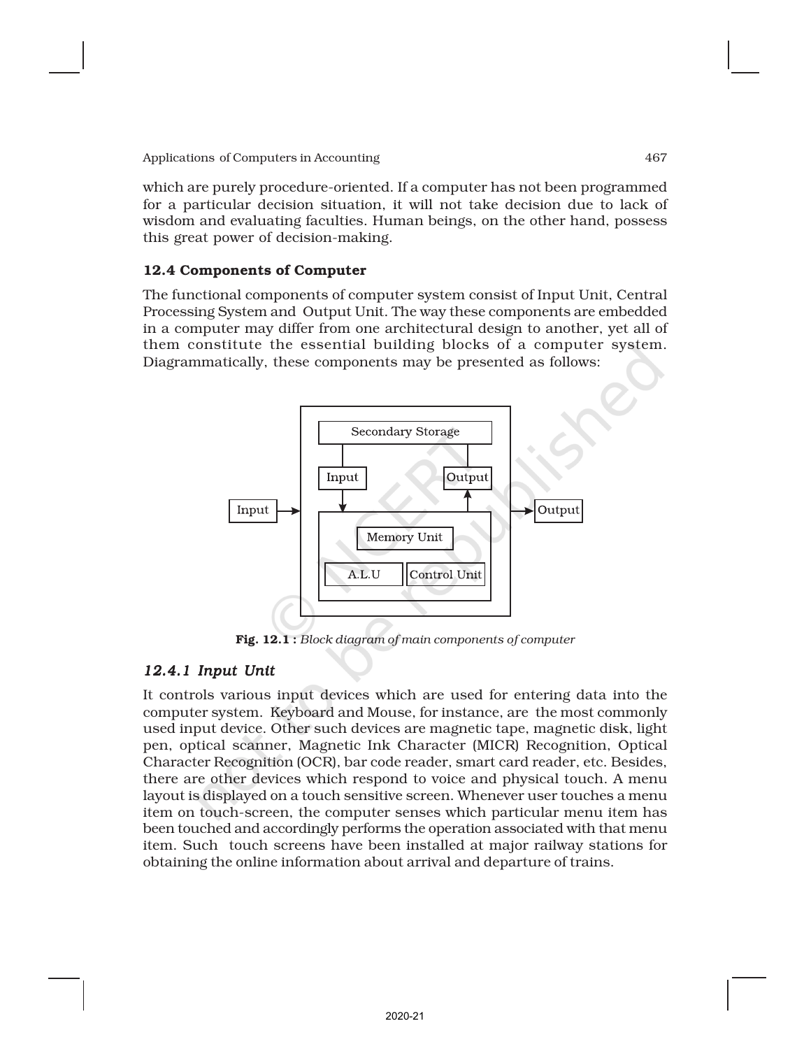which are purely procedure-oriented. If a computer has not been programmed for a particular decision situation, it will not take decision due to lack of wisdom and evaluating faculties. Human beings, on the other hand, possess this great power of decision-making.

### 12.4 Components of Computer

The functional components of computer system consist of Input Unit, Central Processing System and Output Unit. The way these components are embedded in a computer may differ from one architectural design to another, yet all of them constitute the essential building blocks of a computer system. Diagrammatically, these components may be presented as follows:

**Fig. 12.1 :** *Block diagram of main components of computer*

#### *12.4.1 Input Unit*

It controls various input devices which are used for entering data into the computer system. Keyboard and Mouse, for instance, are the most commonly used input device. Other such devices are magnetic tape, magnetic disk, light pen, optical scanner, Magnetic Ink Character (MICR) Recognition, Optical Character Recognition (OCR), bar code reader, smart card reader, etc. Besides, there are other devices which respond to voice and physical touch. A menu layout is displayed on a touch sensitive screen. Whenever user touches a menu item on touch-screen, the computer senses which particular menu item has been touched and accordingly performs the operation associated with that menu item. Such touch screens have been installed at major railway stations for obtaining the online information about arrival and departure of trains.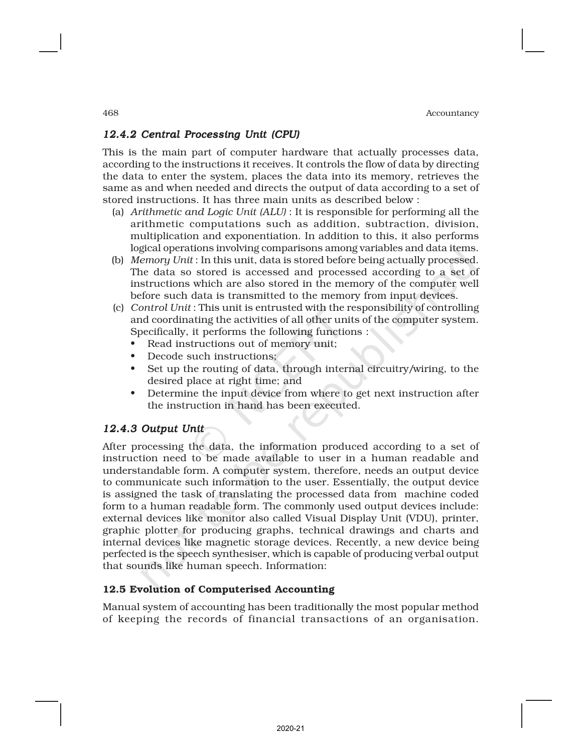### *12.4.2 Central Processing Unit (CPU)*

This is the main part of computer hardware that actually processes data, according to the instructions it receives. It controls the flow of data by directing the data to enter the system, places the data into its memory, retrieves the same as and when needed and directs the output of data according to a set of stored instructions. It has three main units as described below :

(a) *Arithmetic and Logic Unit (ALU)* : It is responsible for performing all the arithmetic computations such as addition, subtraction, division, multiplication and exponentiation. In addition to this, it also performs logical operations involving comparisons among variables and data items.

(b) *Memory Unit* : In this unit, data is stored before being actually processed. The data so stored is accessed and processed according to a set of instructions which are also stored in the memory of the computer well before such data is transmitted to the memory from input devices.

(c) *Control Unit* : This unit is entrusted with the responsibility of controlling and coordinating the activities of all other units of the computer system. Specifically, it performs the following functions :

- Read instructions out of memory unit;
- Decode such instructions;
- Set up the routing of data, through internal circuitry/wiring, to the desired place at right time; and
- Determine the input device from where to get next instruction after the instruction in hand has been executed.

### *12.4.3 Output Unit*

After processing the data, the information produced according to a set of instruction need to be made available to user in a human readable and understandable form. A computer system, therefore, needs an output device to communicate such information to the user. Essentially, the output device is assigned the task of translating the processed data from machine coded form to a human readable form. The commonly used output devices include: external devices like monitor also called Visual Display Unit (VDU), printer, graphic plotter for producing graphs, technical drawings and charts and internal devices like magnetic storage devices. Recently, a new device being perfected is the speech synthesiser, which is capable of producing verbal output that sounds like human speech. Information:

## 12.5 Evolution of Computerised Accounting

Manual system of accounting has been traditionally the most popular method of keeping the records of financial transactions of an organisation.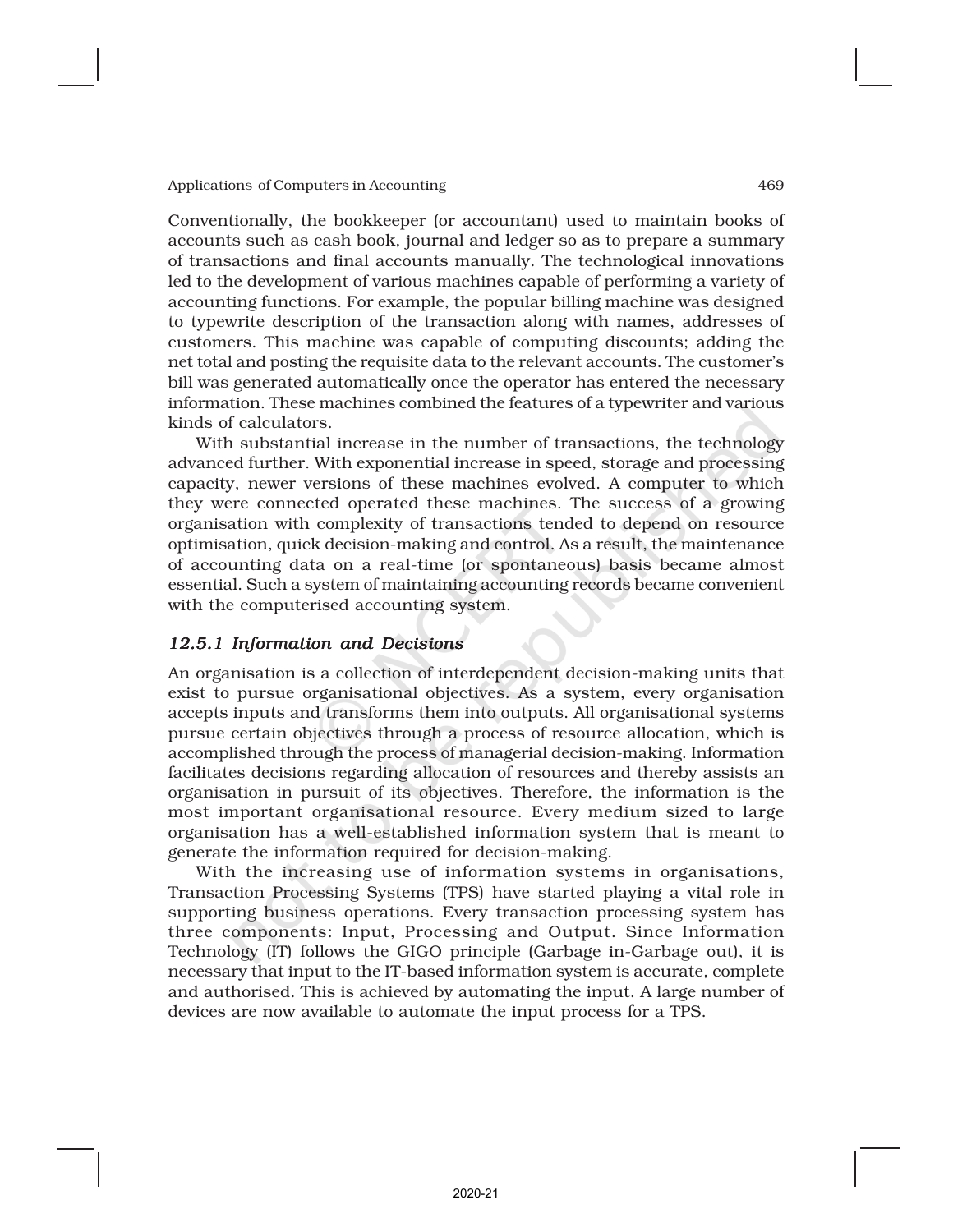Conventionally, the bookkeeper (or accountant) used to maintain books of accounts such as cash book, journal and ledger so as to prepare a summary of transactions and final accounts manually. The technological innovations led to the development of various machines capable of performing a variety of accounting functions. For example, the popular billing machine was designed to typewrite description of the transaction along with names, addresses of customers. This machine was capable of computing discounts; adding the net total and posting the requisite data to the relevant accounts. The customer's bill was generated automatically once the operator has entered the necessary information. These machines combined the features of a typewriter and various kinds of calculators.

With substantial increase in the number of transactions, the technology advanced further. With exponential increase in speed, storage and processing capacity, newer versions of these machines evolved. A computer to which they were connected operated these machines. The success of a growing organisation with complexity of transactions tended to depend on resource optimisation, quick decision-making and control. As a result, the maintenance of accounting data on a real-time (or spontaneous) basis became almost essential. Such a system of maintaining accounting records became convenient with the computerised accounting system.

### *12.5.1 Information and Decisions*

An organisation is a collection of interdependent decision-making units that exist to pursue organisational objectives. As a system, every organisation accepts inputs and transforms them into outputs. All organisational systems pursue certain objectives through a process of resource allocation, which is accomplished through the process of managerial decision-making. Information facilitates decisions regarding allocation of resources and thereby assists an organisation in pursuit of its objectives. Therefore, the information is the most important organisational resource. Every medium sized to large organisation has a well-established information system that is meant to generate the information required for decision-making.

With the increasing use of information systems in organisations, Transaction Processing Systems (TPS) have started playing a vital role in supporting business operations. Every transaction processing system has three components: Input, Processing and Output. Since Information Technology (IT) follows the GIGO principle (Garbage in-Garbage out), it is necessary that input to the IT-based information system is accurate, complete and authorised. This is achieved by automating the input. A large number of devices are now available to automate the input process for a TPS.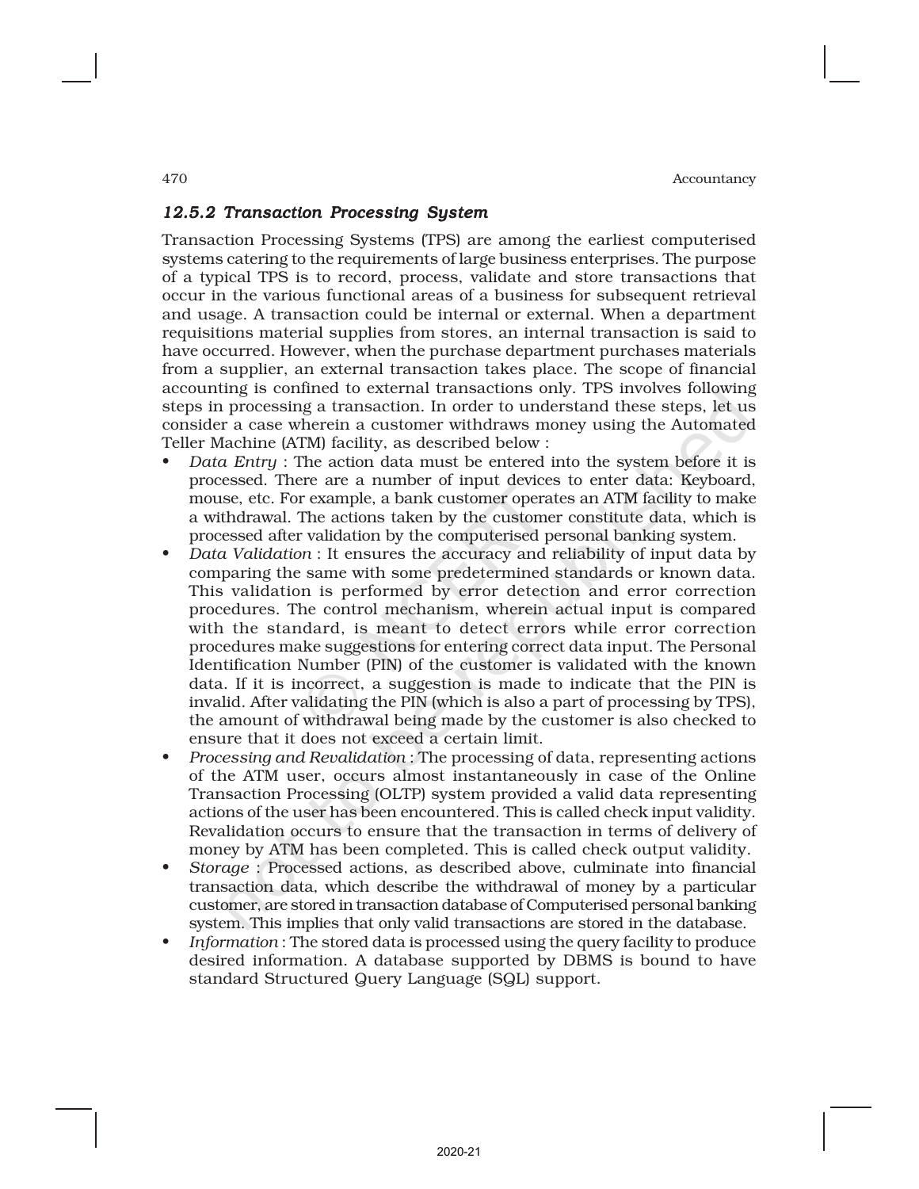### *12.5.2 Transaction Processing System*

Transaction Processing Systems (TPS) are among the earliest computerised systems catering to the requirements of large business enterprises. The purpose of a typical TPS is to record, process, validate and store transactions that occur in the various functional areas of a business for subsequent retrieval and usage. A transaction could be internal or external. When a department requisitions material supplies from stores, an internal transaction is said to have occurred. However, when the purchase department purchases materials from a supplier, an external transaction takes place. The scope of financial accounting is confined to external transactions only. TPS involves following steps in processing a transaction. In order to understand these steps, let us consider a case wherein a customer withdraws money using the Automated Teller Machine (ATM) facility, as described below :

- *Data Entry* : The action data must be entered into the system before it is processed. There are a number of input devices to enter data: Keyboard, mouse, etc. For example, a bank customer operates an ATM facility to make a withdrawal. The actions taken by the customer constitute data, which is processed after validation by the computerised personal banking system.
- *Data Validation* : It ensures the accuracy and reliability of input data by comparing the same with some predetermined standards or known data. This validation is performed by error detection and error correction procedures. The control mechanism, wherein actual input is compared with the standard, is meant to detect errors while error correction procedures make suggestions for entering correct data input. The Personal Identification Number (PIN) of the customer is validated with the known data. If it is incorrect, a suggestion is made to indicate that the PIN is invalid. After validating the PIN (which is also a part of processing by TPS), the amount of withdrawal being made by the customer is also checked to ensure that it does not exceed a certain limit.
- *Processing and Revalidation* : The processing of data, representing actions of the ATM user, occurs almost instantaneously in case of the Online Transaction Processing (OLTP) system provided a valid data representing actions of the user has been encountered. This is called check input validity. Revalidation occurs to ensure that the transaction in terms of delivery of money by ATM has been completed. This is called check output validity.
- *Storage* : Processed actions, as described above, culminate into financial transaction data, which describe the withdrawal of money by a particular customer, are stored in transaction database of Computerised personal banking system. This implies that only valid transactions are stored in the database.
- *Information* : The stored data is processed using the query facility to produce desired information. A database supported by DBMS is bound to have standard Structured Query Language (SQL) support.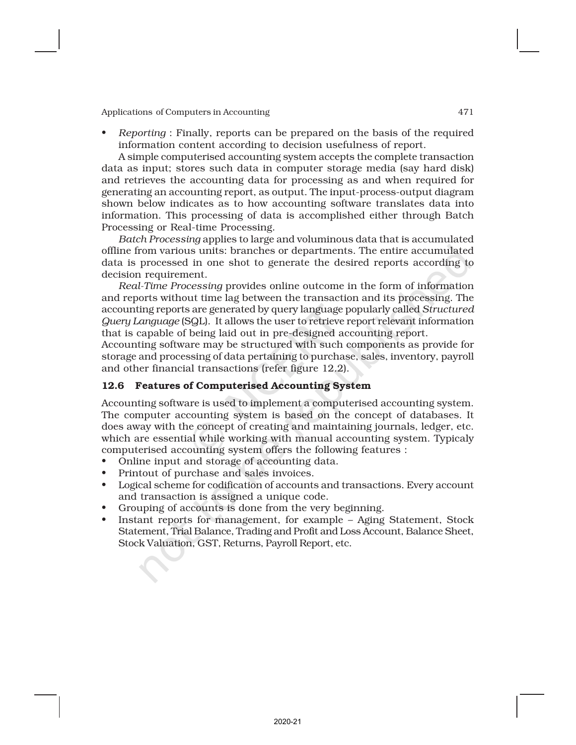- *Reporting* : Finally, reports can be prepared on the basis of the required information content according to decision usefulness of report.

A simple computerised accounting system accepts the complete transaction data as input; stores such data in computer storage media (say hard disk) and retrieves the accounting data for processing as and when required for generating an accounting report, as output. The input-process-output diagram shown below indicates as to how accounting software translates data into information. This processing of data is accomplished either through Batch Processing or Real-time Processing.

*Batch Processing* applies to large and voluminous data that is accumulated offline from various units: branches or departments. The entire accumulated data is processed in one shot to generate the desired reports according to decision requirement.

*Real-Time Processing* provides online outcome in the form of information and reports without time lag between the transaction and its processing. The accounting reports are generated by query language popularly called *Structured Query Language* (SQL). It allows the user to retrieve report relevant information that is capable of being laid out in pre-designed accounting report.

Accounting software may be structured with such components as provide for storage and processing of data pertaining to purchase, sales, inventory, payroll and other financial transactions (refer figure 12.2).

## 12.6 Features of Computerised Accounting System

Accounting software is used to implement a computerised accounting system. The computer accounting system is based on the concept of databases. It does away with the concept of creating and maintaining journals, ledger, etc. which are essential while working with manual accounting system. Typicaly computerised accounting system offers the following features :

- Online input and storage of accounting data.
- Printout of purchase and sales invoices.
- Logical scheme for codification of accounts and transactions. Every account and transaction is assigned a unique code.
- Grouping of accounts is done from the very beginning.
- Instant reports for management, for example – Aging Statement, Stock Statement, Trial Balance, Trading and Profit and Loss Account, Balance Sheet, Stock Valuation, GST, Returns, Payroll Report, etc.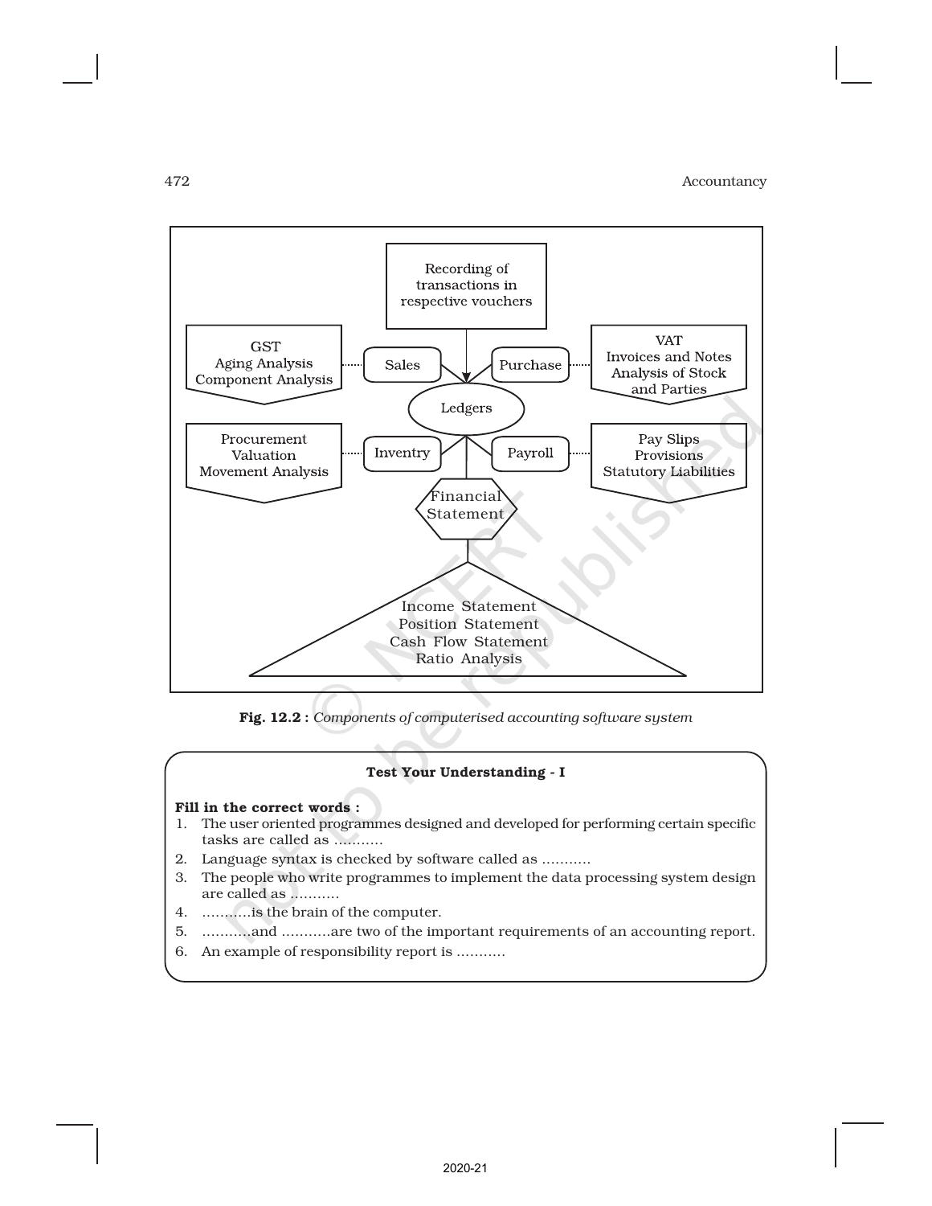Recording of transactions in respective vouchers

GST
Aging Analysis
Component Analysis

Sales

Purchase

VAT
Invoices and Notes
Analysis of Stock and Parties

Ledgers

Procurement
Valuation
Movement Analysis

Inventry

Payroll

Pay Slips
Provisions
Statutory Liabilities

Financial Statement

Income Statement
Position Statement
Cash Flow Statement
Ratio Analysis

**Fig. 12.2 :** *Components of computerised accounting software system*

**Test Your Understanding - I**

**Fill in the correct words :**

1. The user oriented programmes designed and developed for performing certain specific tasks are called as ...........
2. Language syntax is checked by software called as ...........
3. The people who write programmes to implement the data processing system design are called as ...........
4. ...........is the brain of the computer.
5. ...........and ...........are two of the important requirements of an accounting report.
6. An example of responsibility report is ...........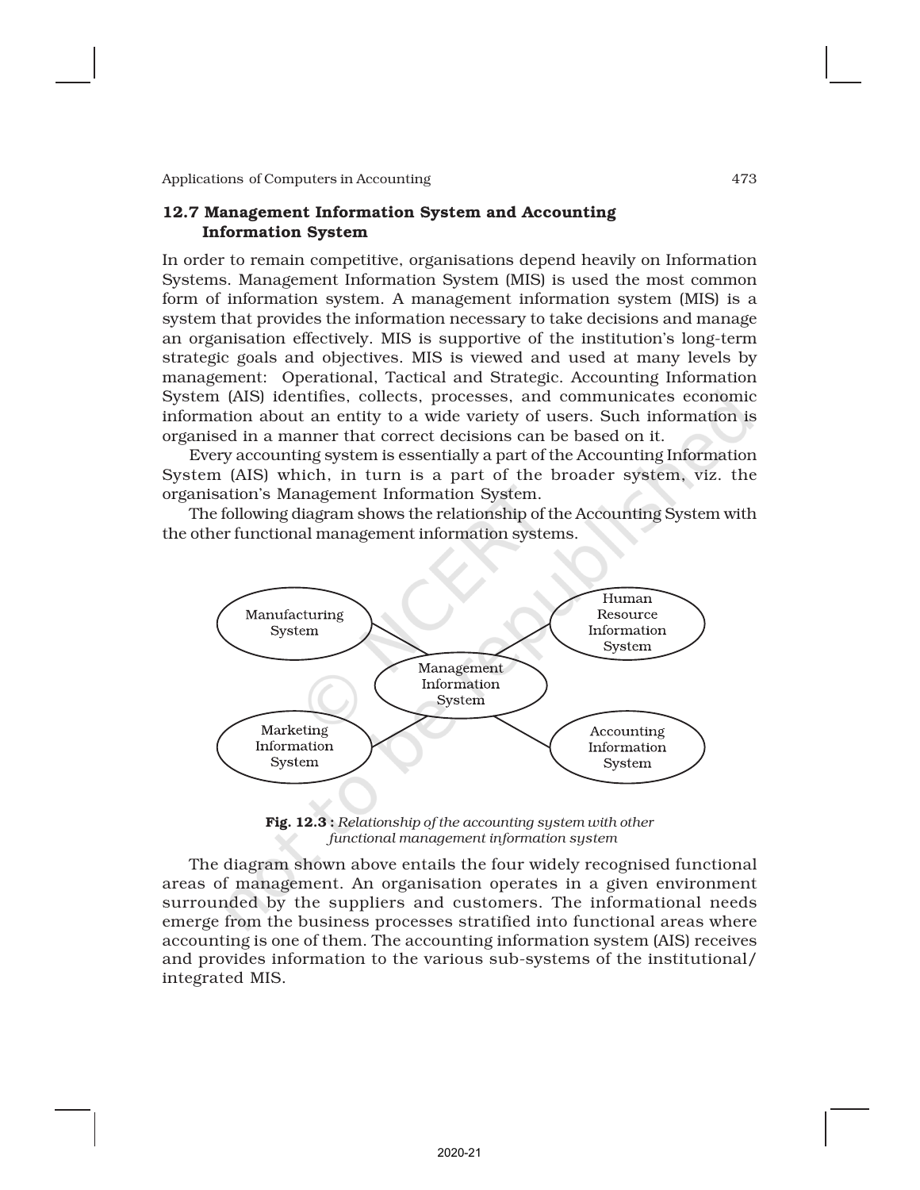## 12.7 Management Information System and Accounting Information System

In order to remain competitive, organisations depend heavily on Information Systems. Management Information System (MIS) is used the most common form of information system. A management information system (MIS) is a system that provides the information necessary to take decisions and manage an organisation effectively. MIS is supportive of the institution's long-term strategic goals and objectives. MIS is viewed and used at many levels by management: Operational, Tactical and Strategic. Accounting Information System (AIS) identifies, collects, processes, and communicates economic information about an entity to a wide variety of users. Such information is organised in a manner that correct decisions can be based on it.

Every accounting system is essentially a part of the Accounting Information System (AIS) which, in turn is a part of the broader system, viz. the organisation's Management Information System.

The following diagram shows the relationship of the Accounting System with the other functional management information systems.

Manufacturing System — Human Resource Information System — Management Information System — Marketing Information System — Accounting Information System

**Fig. 12.3 :** *Relationship of the accounting system with other functional management information system*

The diagram shown above entails the four widely recognised functional areas of management. An organisation operates in a given environment surrounded by the suppliers and customers. The informational needs emerge from the business processes stratified into functional areas where accounting is one of them. The accounting information system (AIS) receives and provides information to the various sub-systems of the institutional/ integrated MIS.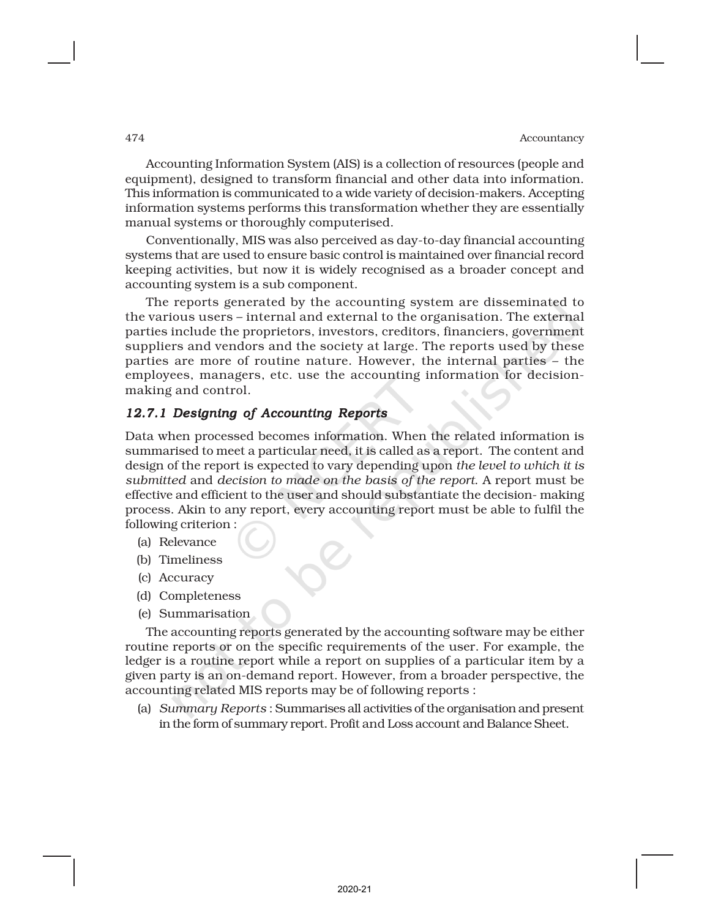Accounting Information System (AIS) is a collection of resources (people and equipment), designed to transform financial and other data into information. This information is communicated to a wide variety of decision-makers. Accepting information systems performs this transformation whether they are essentially manual systems or thoroughly computerised.

Conventionally, MIS was also perceived as day-to-day financial accounting systems that are used to ensure basic control is maintained over financial record keeping activities, but now it is widely recognised as a broader concept and accounting system is a sub component.

The reports generated by the accounting system are disseminated to the various users – internal and external to the organisation. The external parties include the proprietors, investors, creditors, financiers, government suppliers and vendors and the society at large. The reports used by these parties are more of routine nature. However, the internal parties – the employees, managers, etc. use the accounting information for decision-making and control.

### *12.7.1 Designing of Accounting Reports*

Data when processed becomes information. When the related information is summarised to meet a particular need, it is called as a report. The content and design of the report is expected to vary depending upon *the level to which it is submitted* and *decision to made on the basis of the report*. A report must be effective and efficient to the user and should substantiate the decision- making process. Akin to any report, every accounting report must be able to fulfil the following criterion :

(a) Relevance
(b) Timeliness
(c) Accuracy
(d) Completeness
(e) Summarisation

The accounting reports generated by the accounting software may be either routine reports or on the specific requirements of the user. For example, the ledger is a routine report while a report on supplies of a particular item by a given party is an on-demand report. However, from a broader perspective, the accounting related MIS reports may be of following reports :

(a) *Summary Reports* : Summarises all activities of the organisation and present in the form of summary report. Profit and Loss account and Balance Sheet.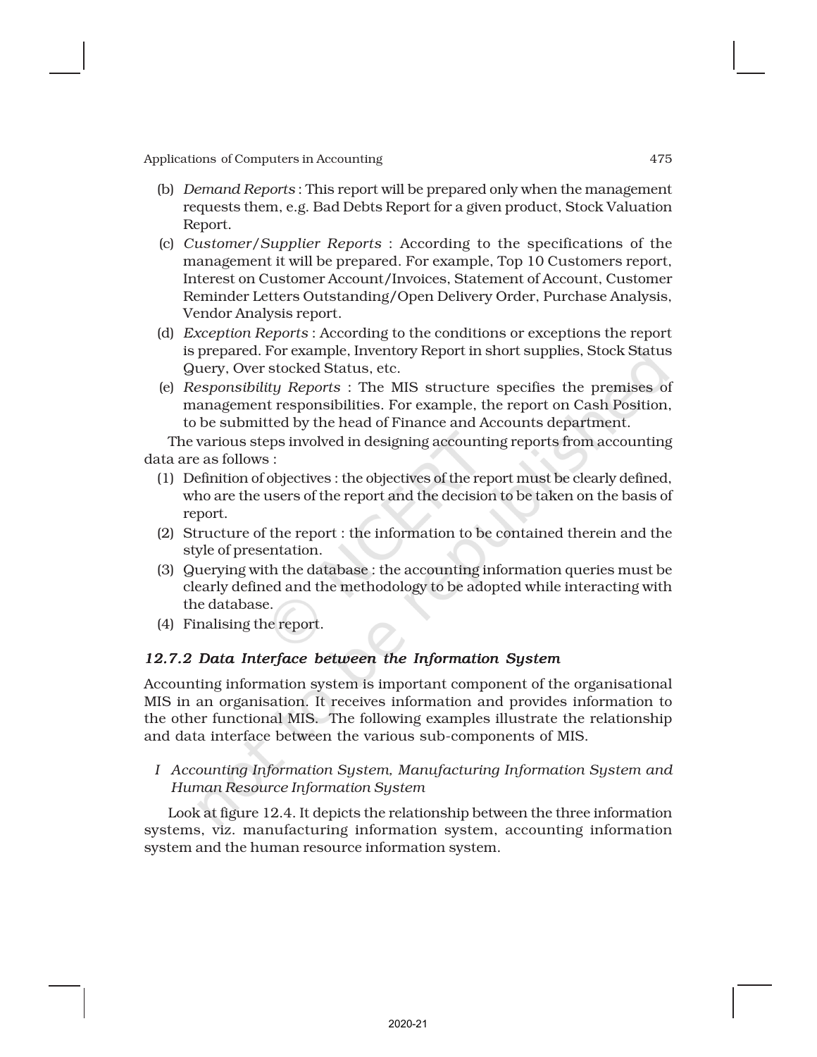(b) *Demand Reports* : This report will be prepared only when the management requests them, e.g. Bad Debts Report for a given product, Stock Valuation Report.

(c) *Customer/Supplier Reports* : According to the specifications of the management it will be prepared. For example, Top 10 Customers report, Interest on Customer Account/Invoices, Statement of Account, Customer Reminder Letters Outstanding/Open Delivery Order, Purchase Analysis, Vendor Analysis report.

(d) *Exception Reports* : According to the conditions or exceptions the report is prepared. For example, Inventory Report in short supplies, Stock Status Query, Over stocked Status, etc.

(e) *Responsibility Reports* : The MIS structure specifies the premises of management responsibilities. For example, the report on Cash Position, to be submitted by the head of Finance and Accounts department.

The various steps involved in designing accounting reports from accounting data are as follows :

(1) Definition of objectives : the objectives of the report must be clearly defined, who are the users of the report and the decision to be taken on the basis of report.

(2) Structure of the report : the information to be contained therein and the style of presentation.

(3) Querying with the database : the accounting information queries must be clearly defined and the methodology to be adopted while interacting with the database.

(4) Finalising the report.

### *12.7.2 Data Interface between the Information System*

Accounting information system is important component of the organisational MIS in an organisation. It receives information and provides information to the other functional MIS. The following examples illustrate the relationship and data interface between the various sub-components of MIS.

*I Accounting Information System, Manufacturing Information System and Human Resource Information System*

Look at figure 12.4. It depicts the relationship between the three information systems, viz. manufacturing information system, accounting information system and the human resource information system.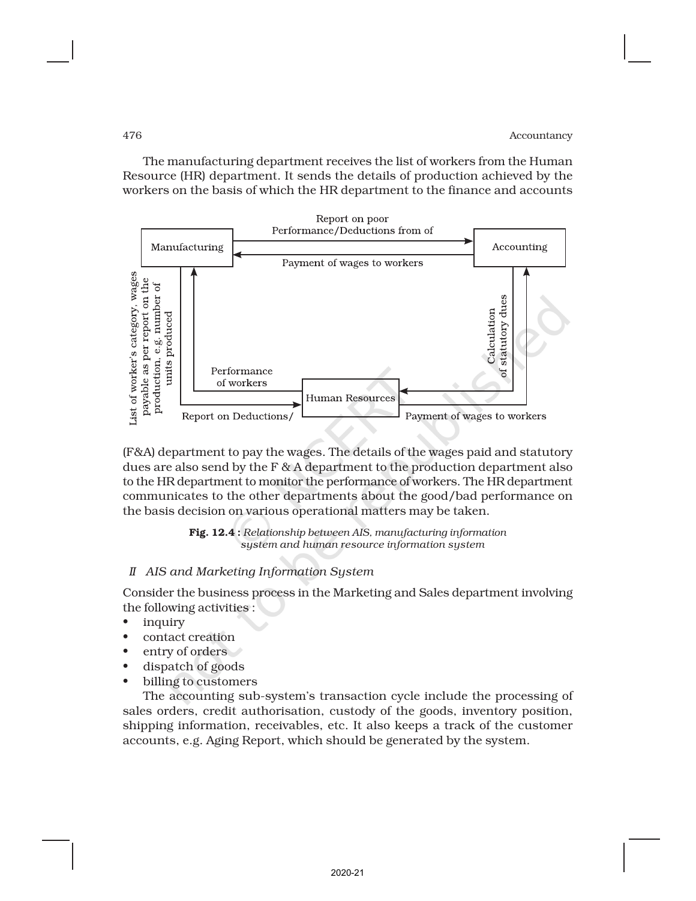The manufacturing department receives the list of workers from the Human Resource (HR) department. It sends the details of production achieved by the workers on the basis of which the HR department to the finance and accounts

Manufacturing — Report on poor Performance/Deductions from of → Accounting

Accounting — Payment of wages to workers → Manufacturing

Human Resources — List of worker's category, wages payable as per report on the production, e.g. number of units produced → Manufacturing

Manufacturing — Performance of workers / Report on Deductions/ → Human Resources

Accounting — Calculation of statutory dues → Human Resources

Human Resources — Payment of wages to workers → Accounting

(F&A) department to pay the wages. The details of the wages paid and statutory dues are also send by the F & A department to the production department also to the HR department to monitor the performance of workers. The HR department communicates to the other departments about the good/bad performance on the basis decision on various operational matters may be taken.

**Fig. 12.4 :** *Relationship between AIS, manufacturing information system and human resource information system*

### *II AIS and Marketing Information System*

Consider the business process in the Marketing and Sales department involving the following activities :

- inquiry
- contact creation
- entry of orders
- dispatch of goods
- billing to customers

The accounting sub-system's transaction cycle include the processing of sales orders, credit authorisation, custody of the goods, inventory position, shipping information, receivables, etc. It also keeps a track of the customer accounts, e.g. Aging Report, which should be generated by the system.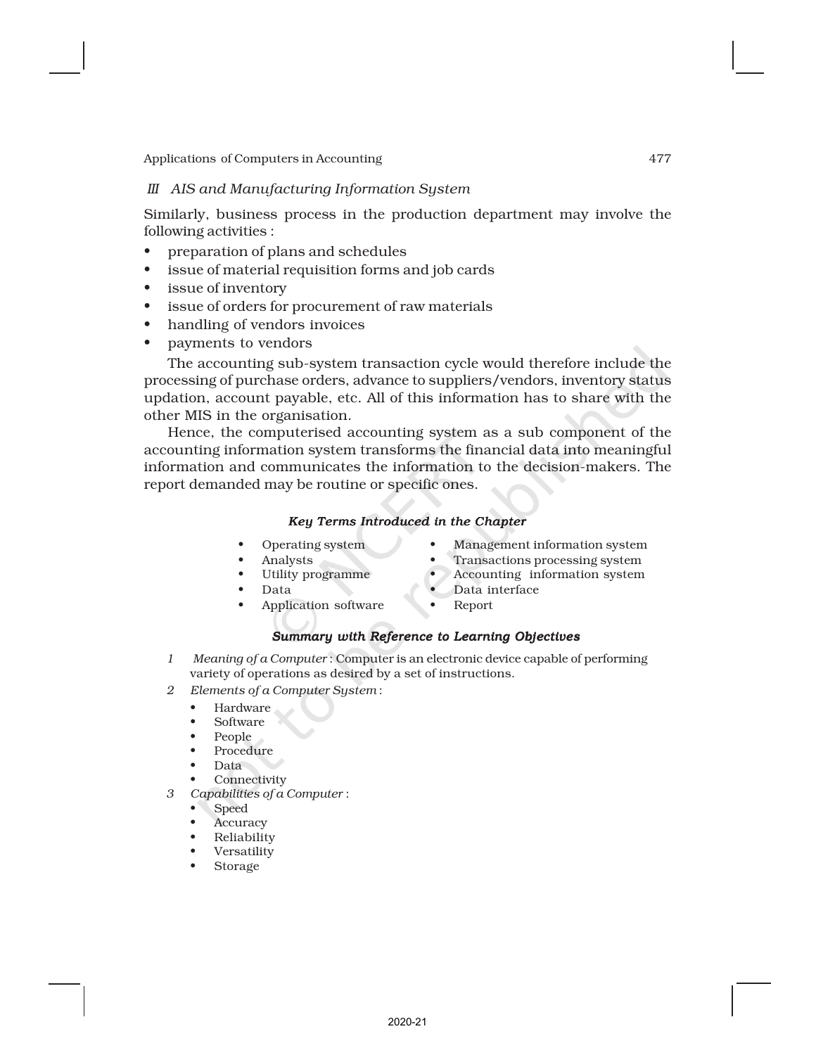### *III AIS and Manufacturing Information System*

Similarly, business process in the production department may involve the following activities :

- preparation of plans and schedules
- issue of material requisition forms and job cards
- issue of inventory
- issue of orders for procurement of raw materials
- handling of vendors invoices
- payments to vendors

The accounting sub-system transaction cycle would therefore include the processing of purchase orders, advance to suppliers/vendors, inventory status updation, account payable, etc. All of this information has to share with the other MIS in the organisation.

Hence, the computerised accounting system as a sub component of the accounting information system transforms the financial data into meaningful information and communicates the information to the decision-makers. The report demanded may be routine or specific ones.

### *Key Terms Introduced in the Chapter*

- Operating system
- Analysts
- Utility programme
- Data
- Application software
- Management information system
- Transactions processing system
- Accounting information system
- Data interface
- Report

### *Summary with Reference to Learning Objectives*

1. *Meaning of a Computer* : Computer is an electronic device capable of performing variety of operations as desired by a set of instructions.
2. *Elements of a Computer System* :
   - Hardware
   - Software
   - People
   - Procedure
   - Data
   - Connectivity
3. *Capabilities of a Computer* :
   - Speed
   - Accuracy
   - Reliability
   - Versatility
   - Storage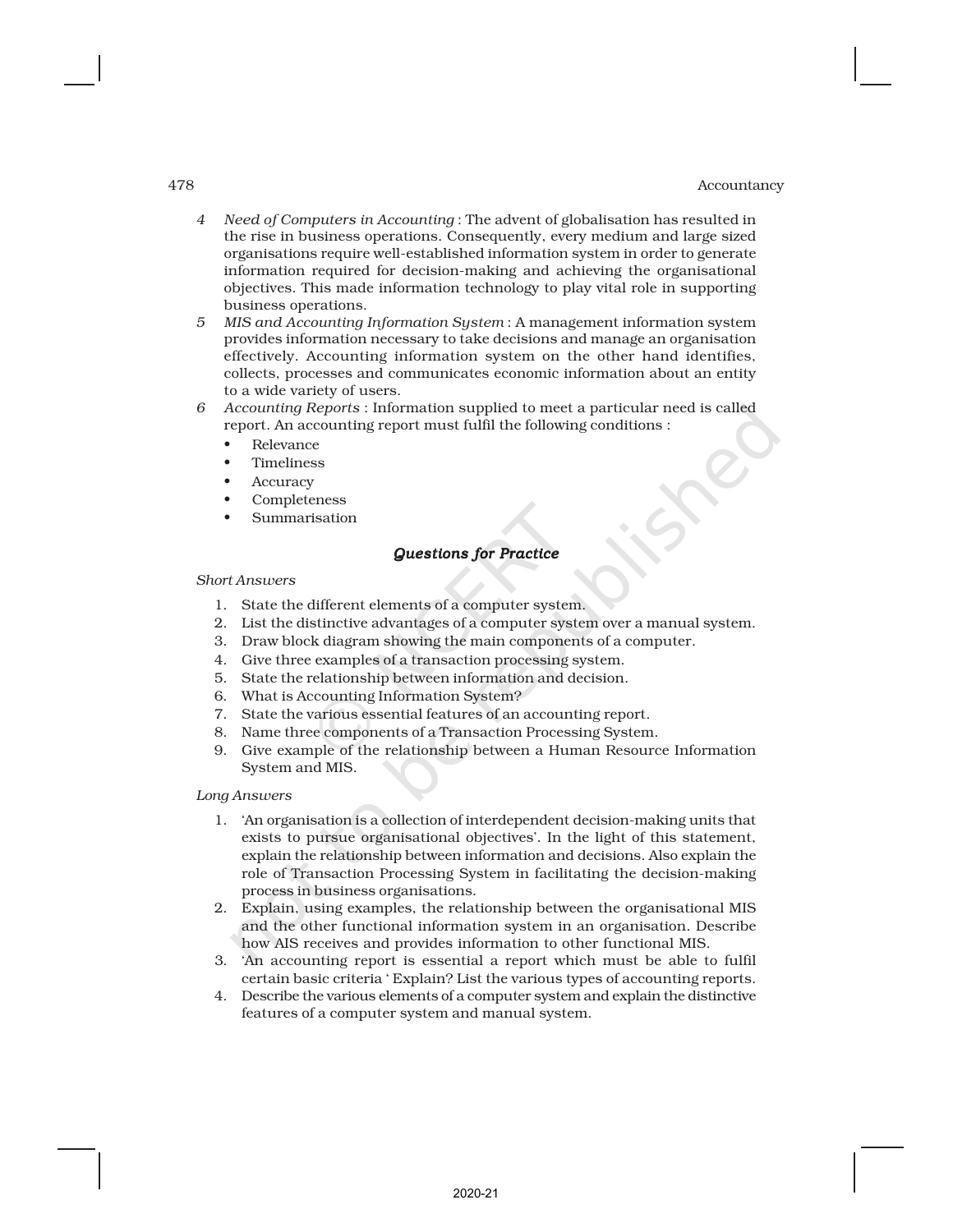4 *Need of Computers in Accounting* : The advent of globalisation has resulted in the rise in business operations. Consequently, every medium and large sized organisations require well-established information system in order to generate information required for decision-making and achieving the organisational objectives. This made information technology to play vital role in supporting business operations.

5 *MIS and Accounting Information System* : A management information system provides information necessary to take decisions and manage an organisation effectively. Accounting information system on the other hand identifies, collects, processes and communicates economic information about an entity to a wide variety of users.

6 *Accounting Reports* : Information supplied to meet a particular need is called report. An accounting report must fulfil the following conditions :

- Relevance
- Timeliness
- Accuracy
- Completeness
- Summarisation

### *Questions for Practice*

*Short Answers*

1. State the different elements of a computer system.
2. List the distinctive advantages of a computer system over a manual system.
3. Draw block diagram showing the main components of a computer.
4. Give three examples of a transaction processing system.
5. State the relationship between information and decision.
6. What is Accounting Information System?
7. State the various essential features of an accounting report.
8. Name three components of a Transaction Processing System.
9. Give example of the relationship between a Human Resource Information System and MIS.

*Long Answers*

1. 'An organisation is a collection of interdependent decision-making units that exists to pursue organisational objectives'. In the light of this statement, explain the relationship between information and decisions. Also explain the role of Transaction Processing System in facilitating the decision-making process in business organisations.
2. Explain, using examples, the relationship between the organisational MIS and the other functional information system in an organisation. Describe how AIS receives and provides information to other functional MIS.
3. 'An accounting report is essential a report which must be able to fulfil certain basic criteria ' Explain? List the various types of accounting reports.
4. Describe the various elements of a computer system and explain the distinctive features of a computer system and manual system.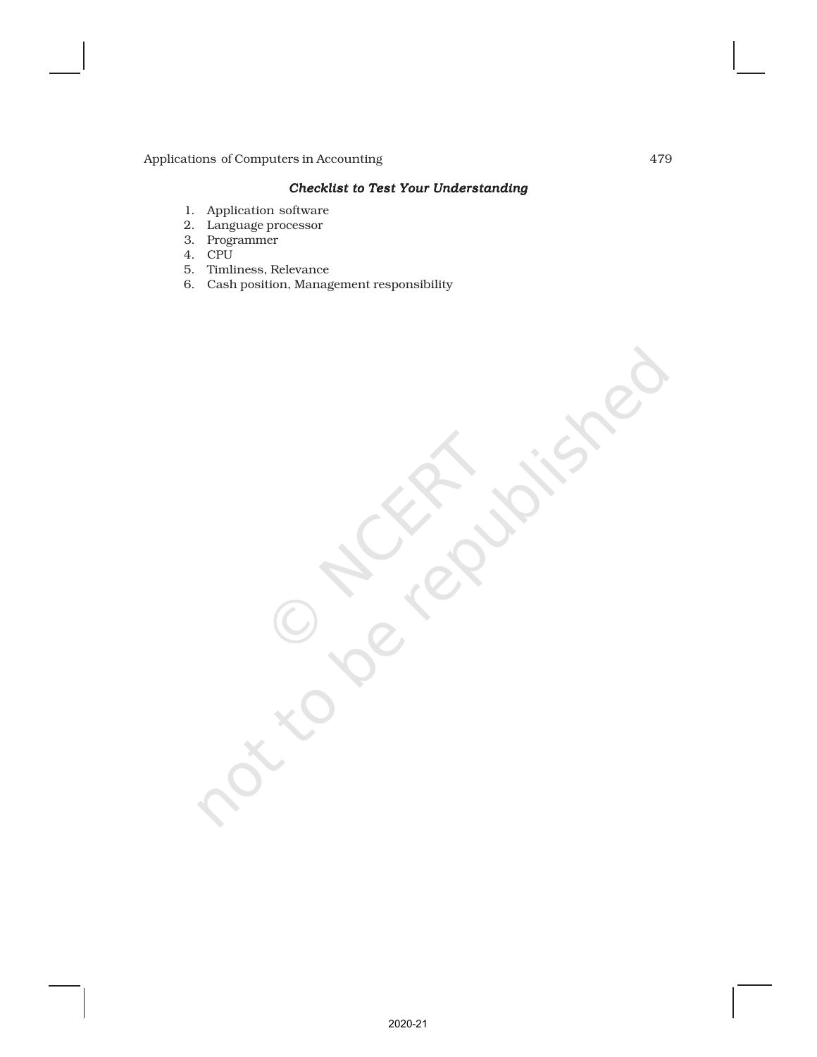### *Checklist to Test Your Understanding*

1. Application software
2. Language processor
3. Programmer
4. CPU
5. Timliness, Relevance
6. Cash position, Management responsibility